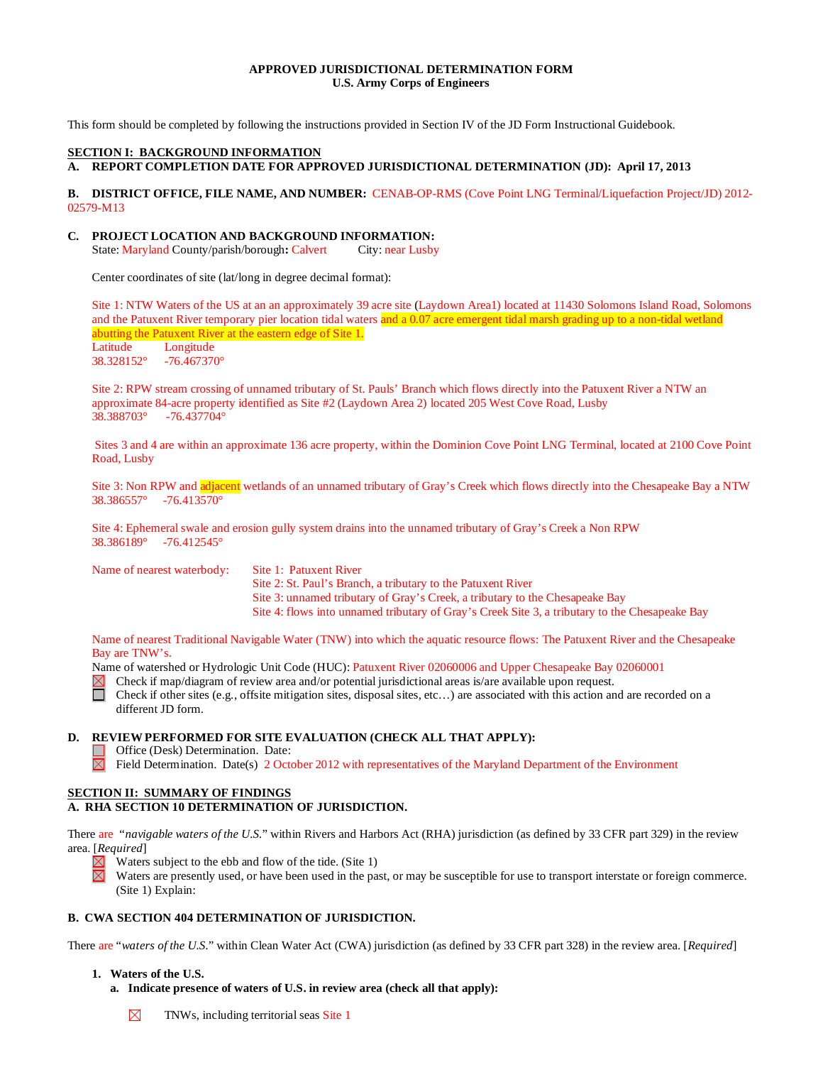**APPROVED JURISDICTIONAL DETERMINATION FORM**
**U.S. Army Corps of Engineers**

This form should be completed by following the instructions provided in Section IV of the JD Form Instructional Guidebook.

**SECTION I: BACKGROUND INFORMATION**

**A. REPORT COMPLETION DATE FOR APPROVED JURISDICTIONAL DETERMINATION (JD): April 17, 2013**

**B. DISTRICT OFFICE, FILE NAME, AND NUMBER:** CENAB-OP-RMS (Cove Point LNG Terminal/Liquefaction Project/JD) 2012-02579-M13

**C. PROJECT LOCATION AND BACKGROUND INFORMATION:**
State: Maryland County/parish/borough**:** Calvert City: near Lusby

Center coordinates of site (lat/long in degree decimal format):

Site 1: NTW Waters of the US at an an approximately 39 acre site (Laydown Area1) located at 11430 Solomons Island Road, Solomons and the Patuxent River temporary pier location tidal waters and a 0.07 acre emergent tidal marsh grading up to a non-tidal wetland abutting the Patuxent River at the eastern edge of Site 1.
Latitude Longitude
38.328152° -76.467370°

Site 2: RPW stream crossing of unnamed tributary of St. Pauls' Branch which flows directly into the Patuxent River a NTW an approximate 84-acre property identified as Site #2 (Laydown Area 2) located 205 West Cove Road, Lusby
38.388703° -76.437704°

Sites 3 and 4 are within an approximate 136 acre property, within the Dominion Cove Point LNG Terminal, located at 2100 Cove Point Road, Lusby

Site 3: Non RPW and adjacent wetlands of an unnamed tributary of Gray's Creek which flows directly into the Chesapeake Bay a NTW
38.386557° -76.413570°

Site 4: Ephemeral swale and erosion gully system drains into the unnamed tributary of Gray's Creek a Non RPW
38.386189° -76.412545°

Name of nearest waterbody:
- Site 1: Patuxent River
- Site 2: St. Paul's Branch, a tributary to the Patuxent River
- Site 3: unnamed tributary of Gray's Creek, a tributary to the Chesapeake Bay
- Site 4: flows into unnamed tributary of Gray's Creek Site 3, a tributary to the Chesapeake Bay

Name of nearest Traditional Navigable Water (TNW) into which the aquatic resource flows: The Patuxent River and the Chesapeake Bay are TNW's.
Name of watershed or Hydrologic Unit Code (HUC): Patuxent River 02060006 and Upper Chesapeake Bay 02060001
☒ Check if map/diagram of review area and/or potential jurisdictional areas is/are available upon request.
☐ Check if other sites (e.g., offsite mitigation sites, disposal sites, etc…) are associated with this action and are recorded on a different JD form.

**D. REVIEW PERFORMED FOR SITE EVALUATION (CHECK ALL THAT APPLY):**
☐ Office (Desk) Determination. Date:
☒ Field Determination. Date(s) 2 October 2012 with representatives of the Maryland Department of the Environment

**SECTION II: SUMMARY OF FINDINGS**

**A. RHA SECTION 10 DETERMINATION OF JURISDICTION.**

There are "*navigable waters of the U.S.*" within Rivers and Harbors Act (RHA) jurisdiction (as defined by 33 CFR part 329) in the review area. [*Required*]
☒ Waters subject to the ebb and flow of the tide. (Site 1)
☒ Waters are presently used, or have been used in the past, or may be susceptible for use to transport interstate or foreign commerce. (Site 1) Explain:

**B. CWA SECTION 404 DETERMINATION OF JURISDICTION.**

There are "*waters of the U.S.*" within Clean Water Act (CWA) jurisdiction (as defined by 33 CFR part 328) in the review area. [*Required*]

1. **Waters of the U.S.**
   a. **Indicate presence of waters of U.S. in review area (check all that apply):**

   ☒ TNWs, including territorial seas Site 1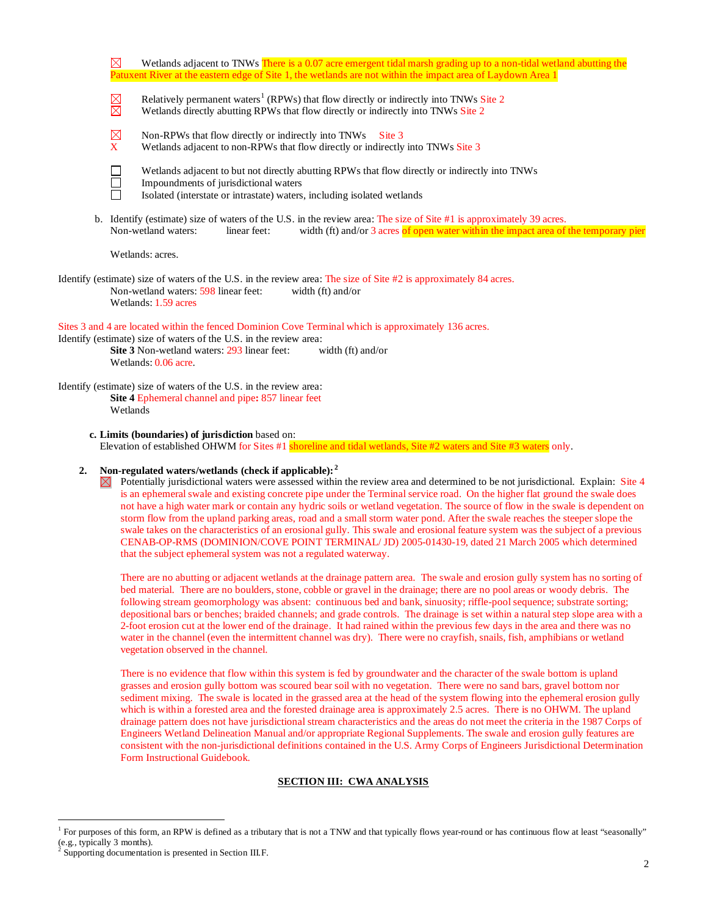☒ Wetlands adjacent to TNWs There is a 0.07 acre emergent tidal marsh grading up to a non-tidal wetland abutting the Patuxent River at the eastern edge of Site 1, the wetlands are not within the impact area of Laydown Area 1

☒ Relatively permanent waters[1] (RPWs) that flow directly or indirectly into TNWs Site 2
☒ Wetlands directly abutting RPWs that flow directly or indirectly into TNWs Site 2

☒ Non-RPWs that flow directly or indirectly into TNWs Site 3
X Wetlands adjacent to non-RPWs that flow directly or indirectly into TNWs Site 3

☐ Wetlands adjacent to but not directly abutting RPWs that flow directly or indirectly into TNWs
☐ Impoundments of jurisdictional waters
☐ Isolated (interstate or intrastate) waters, including isolated wetlands

b. Identify (estimate) size of waters of the U.S. in the review area: The size of Site #1 is approximately 39 acres.
Non-wetland waters: linear feet: width (ft) and/or 3 acres of open water within the impact area of the temporary pier

Wetlands: acres.

Identify (estimate) size of waters of the U.S. in the review area: The size of Site #2 is approximately 84 acres.
Non-wetland waters: 598 linear feet: width (ft) and/or
Wetlands: 1.59 acres

Sites 3 and 4 are located within the fenced Dominion Cove Terminal which is approximately 136 acres.
Identify (estimate) size of waters of the U.S. in the review area:
**Site 3** Non-wetland waters: 293 linear feet: width (ft) and/or
Wetlands: 0.06 acre.

Identify (estimate) size of waters of the U.S. in the review area:
**Site 4** Ephemeral channel and pipe**:** 857 linear feet
Wetlands

**c. Limits (boundaries) of jurisdiction** based on:
Elevation of established OHWM for Sites #1 shoreline and tidal wetlands, Site #2 waters and Site #3 waters only.

**2. Non-regulated waters/wetlands (check if applicable):**[2]

☒ Potentially jurisdictional waters were assessed within the review area and determined to be not jurisdictional. Explain: Site 4 is an ephemeral swale and existing concrete pipe under the Terminal service road. On the higher flat ground the swale does not have a high water mark or contain any hydric soils or wetland vegetation. The source of flow in the swale is dependent on storm flow from the upland parking areas, road and a small storm water pond. After the swale reaches the steeper slope the swale takes on the characteristics of an erosional gully. This swale and erosional feature system was the subject of a previous CENAB-OP-RMS (DOMINION/COVE POINT TERMINAL/ JD) 2005-01430-19, dated 21 March 2005 which determined that the subject ephemeral system was not a regulated waterway.

There are no abutting or adjacent wetlands at the drainage pattern area. The swale and erosion gully system has no sorting of bed material. There are no boulders, stone, cobble or gravel in the drainage; there are no pool areas or woody debris. The following stream geomorphology was absent: continuous bed and bank, sinuosity; riffle-pool sequence; substrate sorting; depositional bars or benches; braided channels; and grade controls. The drainage is set within a natural step slope area with a 2-foot erosion cut at the lower end of the drainage. It had rained within the previous few days in the area and there was no water in the channel (even the intermittent channel was dry). There were no crayfish, snails, fish, amphibians or wetland vegetation observed in the channel.

There is no evidence that flow within this system is fed by groundwater and the character of the swale bottom is upland grasses and erosion gully bottom was scoured bear soil with no vegetation. There were no sand bars, gravel bottom nor sediment mixing. The swale is located in the grassed area at the head of the system flowing into the ephemeral erosion gully which is within a forested area and the forested drainage area is approximately 2.5 acres. There is no OHWM. The upland drainage pattern does not have jurisdictional stream characteristics and the areas do not meet the criteria in the 1987 Corps of Engineers Wetland Delineation Manual and/or appropriate Regional Supplements. The swale and erosion gully features are consistent with the non-jurisdictional definitions contained in the U.S. Army Corps of Engineers Jurisdictional Determination Form Instructional Guidebook.

## SECTION III: CWA ANALYSIS

[1] For purposes of this form, an RPW is defined as a tributary that is not a TNW and that typically flows year-round or has continuous flow at least "seasonally" (e.g., typically 3 months).
[2] Supporting documentation is presented in Section III.F.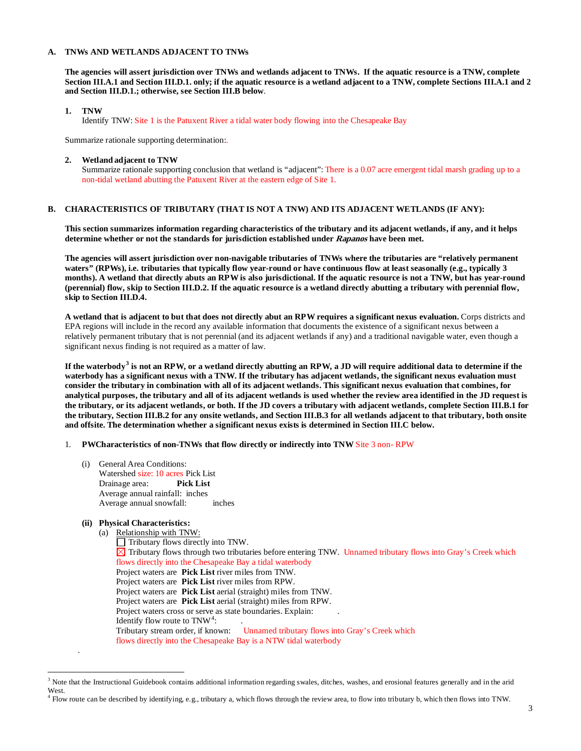**A. TNWs AND WETLANDS ADJACENT TO TNWs**

**The agencies will assert jurisdiction over TNWs and wetlands adjacent to TNWs. If the aquatic resource is a TNW, complete Section III.A.1 and Section III.D.1. only; if the aquatic resource is a wetland adjacent to a TNW, complete Sections III.A.1 and 2 and Section III.D.1.; otherwise, see Section III.B below**.

**1. TNW**

Identify TNW: Site 1 is the Patuxent River a tidal water body flowing into the Chesapeake Bay

Summarize rationale supporting determination:.

**2. Wetland adjacent to TNW**

Summarize rationale supporting conclusion that wetland is "adjacent": There is a 0.07 acre emergent tidal marsh grading up to a non-tidal wetland abutting the Patuxent River at the eastern edge of Site 1.

**B. CHARACTERISTICS OF TRIBUTARY (THAT IS NOT A TNW) AND ITS ADJACENT WETLANDS (IF ANY):**

**This section summarizes information regarding characteristics of the tributary and its adjacent wetlands, if any, and it helps determine whether or not the standards for jurisdiction established under *Rapanos* have been met.**

**The agencies will assert jurisdiction over non-navigable tributaries of TNWs where the tributaries are "relatively permanent waters" (RPWs), i.e. tributaries that typically flow year-round or have continuous flow at least seasonally (e.g., typically 3 months). A wetland that directly abuts an RPW is also jurisdictional. If the aquatic resource is not a TNW, but has year-round (perennial) flow, skip to Section III.D.2. If the aquatic resource is a wetland directly abutting a tributary with perennial flow, skip to Section III.D.4.**

**A wetland that is adjacent to but that does not directly abut an RPW requires a significant nexus evaluation.** Corps districts and EPA regions will include in the record any available information that documents the existence of a significant nexus between a relatively permanent tributary that is not perennial (and its adjacent wetlands if any) and a traditional navigable water, even though a significant nexus finding is not required as a matter of law.

**If the waterbody[3] is not an RPW, or a wetland directly abutting an RPW, a JD will require additional data to determine if the waterbody has a significant nexus with a TNW. If the tributary has adjacent wetlands, the significant nexus evaluation must consider the tributary in combination with all of its adjacent wetlands. This significant nexus evaluation that combines, for analytical purposes, the tributary and all of its adjacent wetlands is used whether the review area identified in the JD request is the tributary, or its adjacent wetlands, or both. If the JD covers a tributary with adjacent wetlands, complete Section III.B.1 for the tributary, Section III.B.2 for any onsite wetlands, and Section III.B.3 for all wetlands adjacent to that tributary, both onsite and offsite. The determination whether a significant nexus exists is determined in Section III.C below.**

1. **PWCharacteristics of non-TNWs that flow directly or indirectly into TNW** Site 3 non- RPW

(i) General Area Conditions:
Watershed size: 10 acres Pick List
Drainage area: **Pick List**
Average annual rainfall: inches
Average annual snowfall: inches

**(ii) Physical Characteristics:**

(a) Relationship with TNW:

☐ Tributary flows directly into TNW.
☒ Tributary flows through two tributaries before entering TNW. Unnamed tributary flows into Gray's Creek which flows directly into the Chesapeake Bay a tidal waterbody

Project waters are **Pick List** river miles from TNW.
Project waters are **Pick List** river miles from RPW.
Project waters are **Pick List** aerial (straight) miles from TNW.
Project waters are **Pick List** aerial (straight) miles from RPW.
Project waters cross or serve as state boundaries. Explain: .
Identify flow route to TNW[4]: .
Tributary stream order, if known: Unnamed tributary flows into Gray's Creek which flows directly into the Chesapeake Bay is a NTW tidal waterbody

.

[3] Note that the Instructional Guidebook contains additional information regarding swales, ditches, washes, and erosional features generally and in the arid West.

[4] Flow route can be described by identifying, e.g., tributary a, which flows through the review area, to flow into tributary b, which then flows into TNW.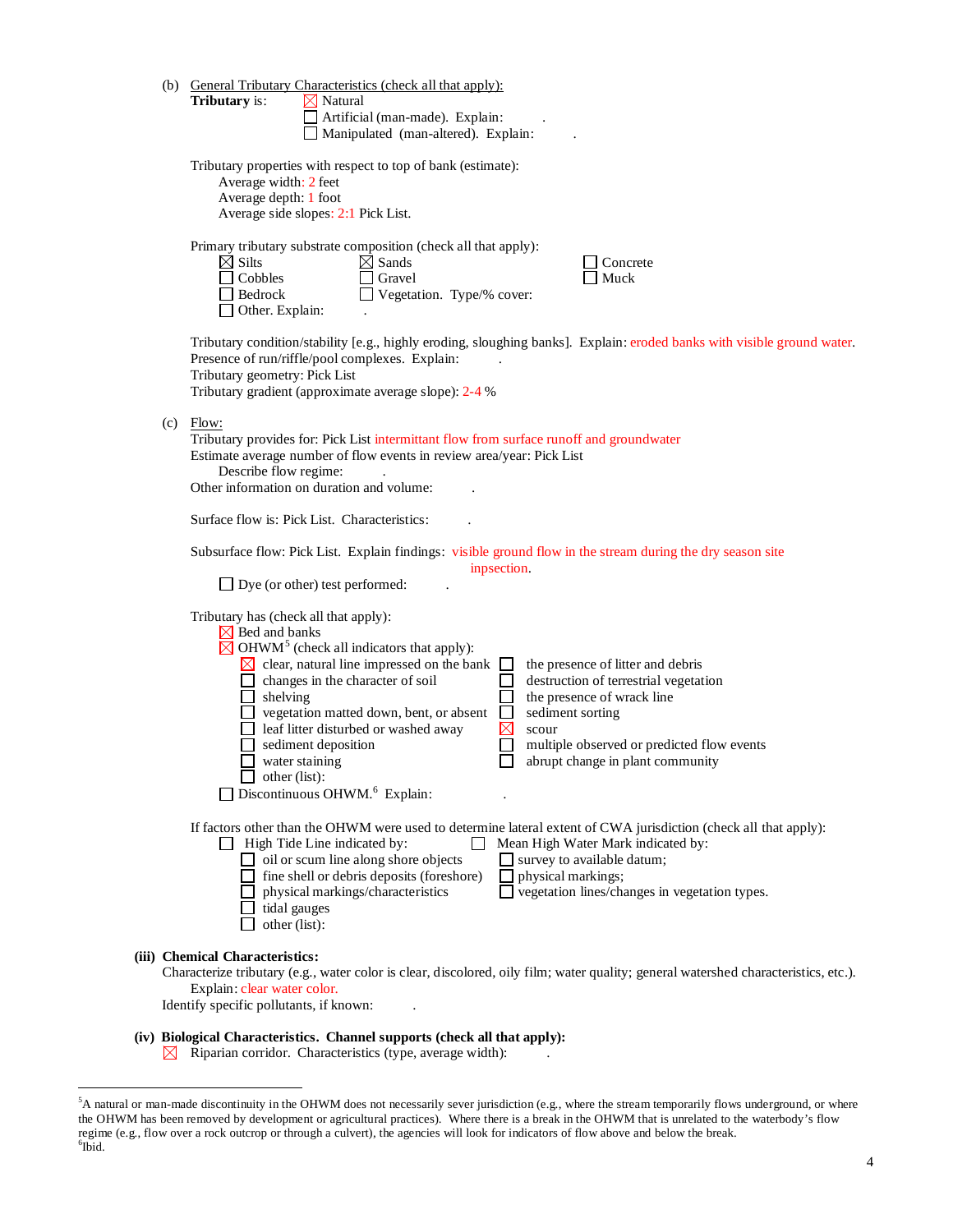(b) General Tributary Characteristics (check all that apply):

**Tributary** is: ☒ Natural
☐ Artificial (man-made). Explain: .
☐ Manipulated (man-altered). Explain: .

Tributary properties with respect to top of bank (estimate):
Average width: 2 feet
Average depth: 1 foot
Average side slopes: 2:1 Pick List.

Primary tributary substrate composition (check all that apply):

☒ Silts ☒ Sands ☐ Concrete
☐ Cobbles ☐ Gravel ☐ Muck
☐ Bedrock ☐ Vegetation. Type/% cover:
☐ Other. Explain: .

Tributary condition/stability [e.g., highly eroding, sloughing banks]. Explain: eroded banks with visible ground water.
Presence of run/riffle/pool complexes. Explain: .
Tributary geometry: Pick List
Tributary gradient (approximate average slope): 2-4 %

(c) Flow:

Tributary provides for: Pick List intermittant flow from surface runoff and groundwater
Estimate average number of flow events in review area/year: Pick List
Describe flow regime: .
Other information on duration and volume: .

Surface flow is: Pick List. Characteristics: .

Subsurface flow: Pick List. Explain findings: visible ground flow in the stream during the dry season site inpsection.
☐ Dye (or other) test performed: .

Tributary has (check all that apply):
☒ Bed and banks
☒ OHWM[5] (check all indicators that apply):

☒ clear, natural line impressed on the bank ☐ the presence of litter and debris
☐ changes in the character of soil ☐ destruction of terrestrial vegetation
☐ shelving ☐ the presence of wrack line
☐ vegetation matted down, bent, or absent ☐ sediment sorting
☐ leaf litter disturbed or washed away ☒ scour
☐ sediment deposition ☐ multiple observed or predicted flow events
☐ water staining ☐ abrupt change in plant community
☐ other (list):

☐ Discontinuous OHWM.[6] Explain: .

If factors other than the OHWM were used to determine lateral extent of CWA jurisdiction (check all that apply):

☐ High Tide Line indicated by: ☐ Mean High Water Mark indicated by:
☐ oil or scum line along shore objects ☐ survey to available datum;
☐ fine shell or debris deposits (foreshore) ☐ physical markings;
☐ physical markings/characteristics ☐ vegetation lines/changes in vegetation types.
☐ tidal gauges
☐ other (list):

**(iii) Chemical Characteristics:**

Characterize tributary (e.g., water color is clear, discolored, oily film; water quality; general watershed characteristics, etc.).
Explain: clear water color.
Identify specific pollutants, if known: .

**(iv) Biological Characteristics. Channel supports (check all that apply):**

☒ Riparian corridor. Characteristics (type, average width): .

---

[5]A natural or man-made discontinuity in the OHWM does not necessarily sever jurisdiction (e.g., where the stream temporarily flows underground, or where the OHWM has been removed by development or agricultural practices). Where there is a break in the OHWM that is unrelated to the waterbody's flow regime (e.g., flow over a rock outcrop or through a culvert), the agencies will look for indicators of flow above and below the break.
[6]Ibid.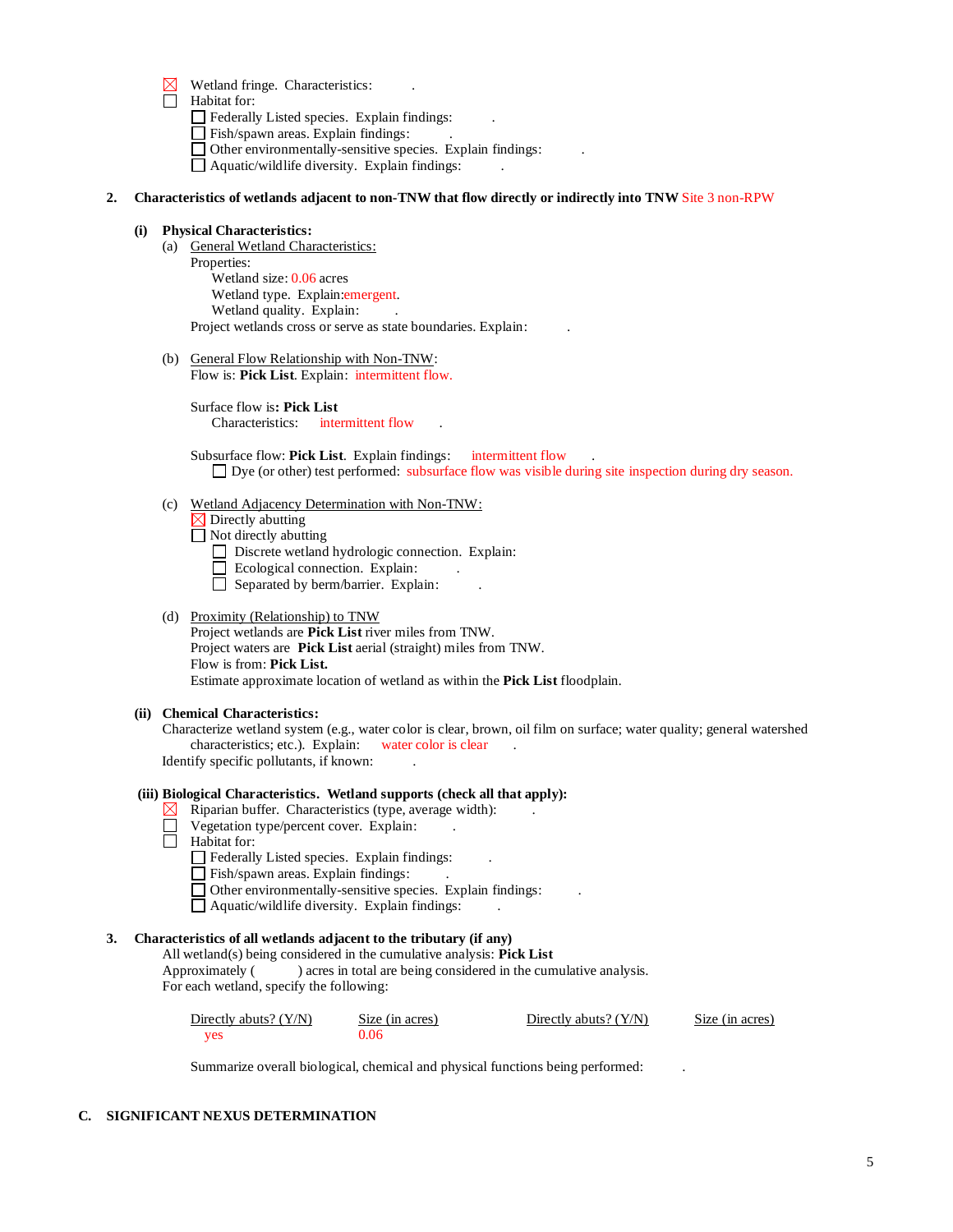☒ Wetland fringe. Characteristics: .
☐ Habitat for:
- ☐ Federally Listed species. Explain findings: .
- ☐ Fish/spawn areas. Explain findings: .
- ☐ Other environmentally-sensitive species. Explain findings: .
- ☐ Aquatic/wildlife diversity. Explain findings: .

**2. Characteristics of wetlands adjacent to non-TNW that flow directly or indirectly into TNW** Site 3 non-RPW

**(i) Physical Characteristics:**

(a) General Wetland Characteristics:

Properties:

Wetland size: 0.06 acres
Wetland type. Explain:emergent.
Wetland quality. Explain: .

Project wetlands cross or serve as state boundaries. Explain: .

(b) General Flow Relationship with Non-TNW:

Flow is: **Pick List**. Explain: intermittent flow.

Surface flow is**: Pick List**
Characteristics: intermittent flow .

Subsurface flow: **Pick List**. Explain findings: intermittent flow .
☐ Dye (or other) test performed: subsurface flow was visible during site inspection during dry season.

(c) Wetland Adjacency Determination with Non-TNW:

☒ Directly abutting
☐ Not directly abutting
- ☐ Discrete wetland hydrologic connection. Explain:
- ☐ Ecological connection. Explain: .
- ☐ Separated by berm/barrier. Explain: .

(d) Proximity (Relationship) to TNW

Project wetlands are **Pick List** river miles from TNW.
Project waters are **Pick List** aerial (straight) miles from TNW.
Flow is from: **Pick List.**
Estimate approximate location of wetland as within the **Pick List** floodplain.

**(ii) Chemical Characteristics:**

Characterize wetland system (e.g., water color is clear, brown, oil film on surface; water quality; general watershed characteristics; etc.). Explain: water color is clear .
Identify specific pollutants, if known: .

**(iii) Biological Characteristics. Wetland supports (check all that apply):**

☒ Riparian buffer. Characteristics (type, average width): .
☐ Vegetation type/percent cover. Explain: .
☐ Habitat for:
- ☐ Federally Listed species. Explain findings: .
- ☐ Fish/spawn areas. Explain findings: .
- ☐ Other environmentally-sensitive species. Explain findings: .
- ☐ Aquatic/wildlife diversity. Explain findings: .

**3. Characteristics of all wetlands adjacent to the tributary (if any)**

All wetland(s) being considered in the cumulative analysis: **Pick List**
Approximately ( ) acres in total are being considered in the cumulative analysis.
For each wetland, specify the following:

| Directly abuts? (Y/N) | Size (in acres) | Directly abuts? (Y/N) | Size (in acres) |
|---|---|---|---|
| yes | 0.06 | | |

Summarize overall biological, chemical and physical functions being performed: .

**C. SIGNIFICANT NEXUS DETERMINATION**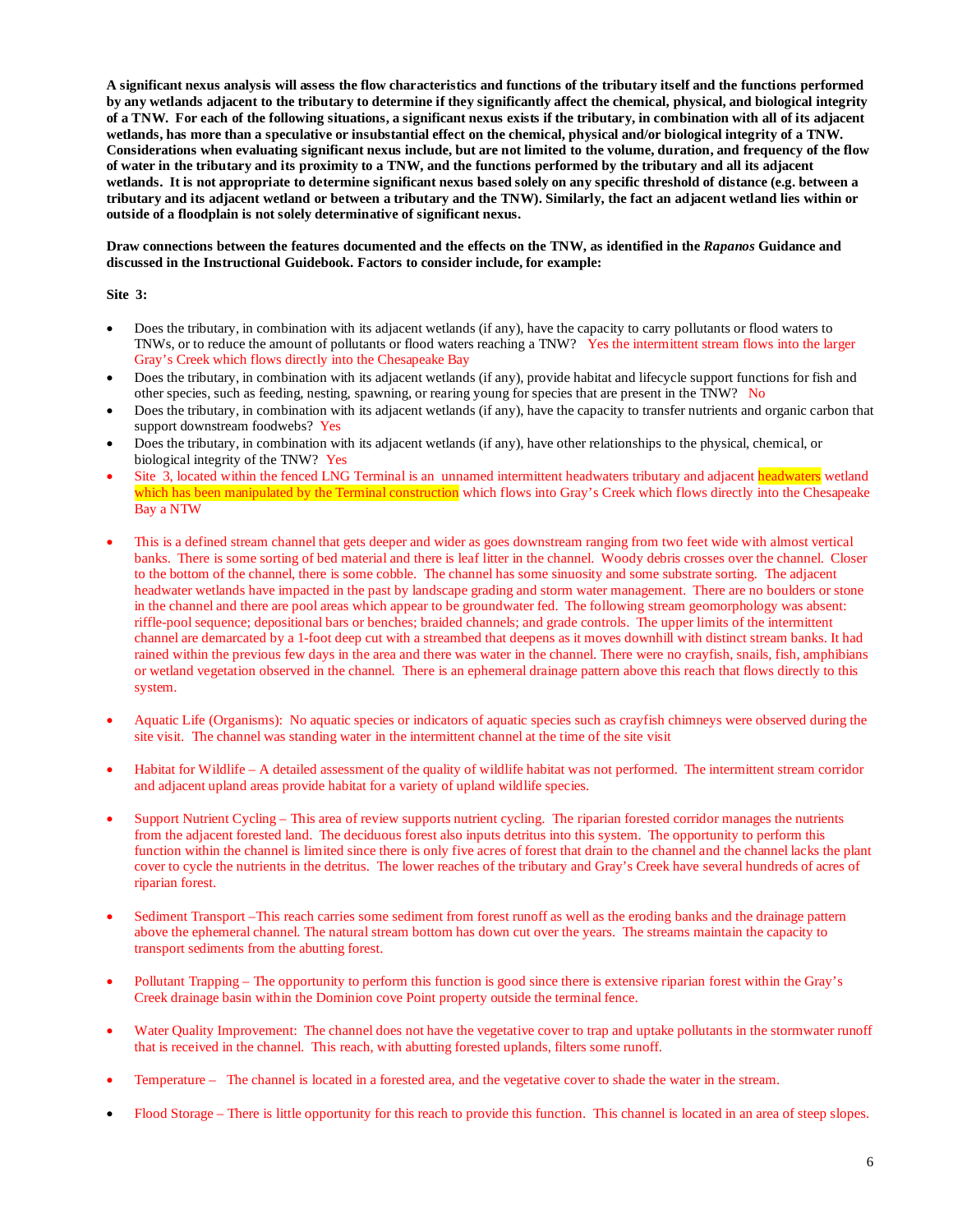**A significant nexus analysis will assess the flow characteristics and functions of the tributary itself and the functions performed by any wetlands adjacent to the tributary to determine if they significantly affect the chemical, physical, and biological integrity of a TNW. For each of the following situations, a significant nexus exists if the tributary, in combination with all of its adjacent wetlands, has more than a speculative or insubstantial effect on the chemical, physical and/or biological integrity of a TNW. Considerations when evaluating significant nexus include, but are not limited to the volume, duration, and frequency of the flow of water in the tributary and its proximity to a TNW, and the functions performed by the tributary and all its adjacent wetlands. It is not appropriate to determine significant nexus based solely on any specific threshold of distance (e.g. between a tributary and its adjacent wetland or between a tributary and the TNW). Similarly, the fact an adjacent wetland lies within or outside of a floodplain is not solely determinative of significant nexus.**

**Draw connections between the features documented and the effects on the TNW, as identified in the *Rapanos* Guidance and discussed in the Instructional Guidebook. Factors to consider include, for example:**

**Site 3:**

- Does the tributary, in combination with its adjacent wetlands (if any), have the capacity to carry pollutants or flood waters to TNWs, or to reduce the amount of pollutants or flood waters reaching a TNW? Yes the intermittent stream flows into the larger Gray's Creek which flows directly into the Chesapeake Bay
- Does the tributary, in combination with its adjacent wetlands (if any), provide habitat and lifecycle support functions for fish and other species, such as feeding, nesting, spawning, or rearing young for species that are present in the TNW? No
- Does the tributary, in combination with its adjacent wetlands (if any), have the capacity to transfer nutrients and organic carbon that support downstream foodwebs? Yes
- Does the tributary, in combination with its adjacent wetlands (if any), have other relationships to the physical, chemical, or biological integrity of the TNW? Yes
- Site 3, located within the fenced LNG Terminal is an unnamed intermittent headwaters tributary and adjacent headwaters wetland which has been manipulated by the Terminal construction which flows into Gray's Creek which flows directly into the Chesapeake Bay a NTW

- This is a defined stream channel that gets deeper and wider as goes downstream ranging from two feet wide with almost vertical banks. There is some sorting of bed material and there is leaf litter in the channel. Woody debris crosses over the channel. Closer to the bottom of the channel, there is some cobble. The channel has some sinuosity and some substrate sorting. The adjacent headwater wetlands have impacted in the past by landscape grading and storm water management. There are no boulders or stone in the channel and there are pool areas which appear to be groundwater fed. The following stream geomorphology was absent: riffle-pool sequence; depositional bars or benches; braided channels; and grade controls. The upper limits of the intermittent channel are demarcated by a 1-foot deep cut with a streambed that deepens as it moves downhill with distinct stream banks. It had rained within the previous few days in the area and there was water in the channel. There were no crayfish, snails, fish, amphibians or wetland vegetation observed in the channel. There is an ephemeral drainage pattern above this reach that flows directly to this system.

- Aquatic Life (Organisms): No aquatic species or indicators of aquatic species such as crayfish chimneys were observed during the site visit. The channel was standing water in the intermittent channel at the time of the site visit

- Habitat for Wildlife – A detailed assessment of the quality of wildlife habitat was not performed. The intermittent stream corridor and adjacent upland areas provide habitat for a variety of upland wildlife species.

- Support Nutrient Cycling – This area of review supports nutrient cycling. The riparian forested corridor manages the nutrients from the adjacent forested land. The deciduous forest also inputs detritus into this system. The opportunity to perform this function within the channel is limited since there is only five acres of forest that drain to the channel and the channel lacks the plant cover to cycle the nutrients in the detritus. The lower reaches of the tributary and Gray's Creek have several hundreds of acres of riparian forest.

- Sediment Transport –This reach carries some sediment from forest runoff as well as the eroding banks and the drainage pattern above the ephemeral channel. The natural stream bottom has down cut over the years. The streams maintain the capacity to transport sediments from the abutting forest.

- Pollutant Trapping – The opportunity to perform this function is good since there is extensive riparian forest within the Gray's Creek drainage basin within the Dominion cove Point property outside the terminal fence.

- Water Quality Improvement: The channel does not have the vegetative cover to trap and uptake pollutants in the stormwater runoff that is received in the channel. This reach, with abutting forested uplands, filters some runoff.

- Temperature – The channel is located in a forested area, and the vegetative cover to shade the water in the stream.

- Flood Storage – There is little opportunity for this reach to provide this function. This channel is located in an area of steep slopes.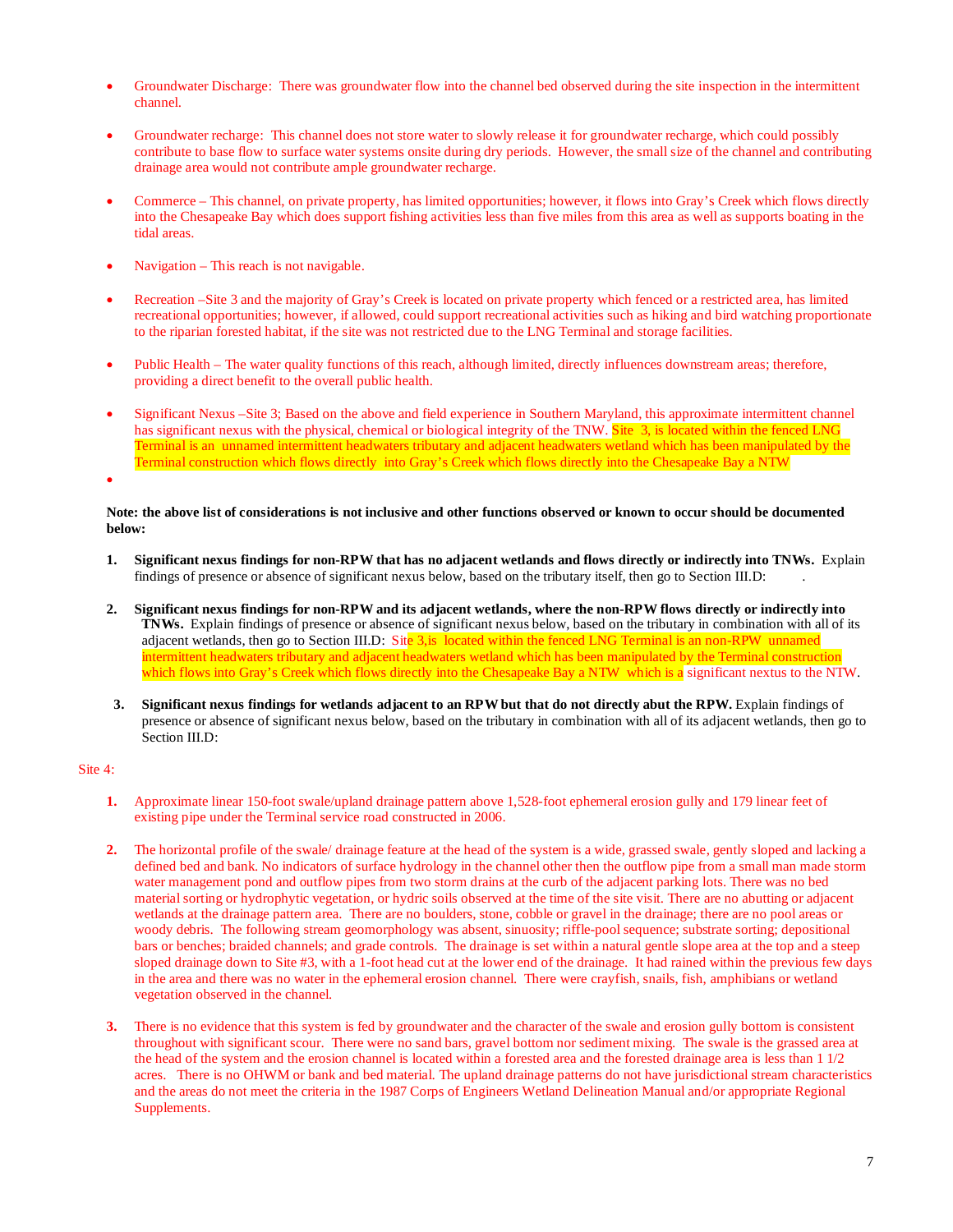- Groundwater Discharge: There was groundwater flow into the channel bed observed during the site inspection in the intermittent channel.

- Groundwater recharge: This channel does not store water to slowly release it for groundwater recharge, which could possibly contribute to base flow to surface water systems onsite during dry periods. However, the small size of the channel and contributing drainage area would not contribute ample groundwater recharge.

- Commerce – This channel, on private property, has limited opportunities; however, it flows into Gray's Creek which flows directly into the Chesapeake Bay which does support fishing activities less than five miles from this area as well as supports boating in the tidal areas.

- Navigation – This reach is not navigable.

- Recreation –Site 3 and the majority of Gray's Creek is located on private property which fenced or a restricted area, has limited recreational opportunities; however, if allowed, could support recreational activities such as hiking and bird watching proportionate to the riparian forested habitat, if the site was not restricted due to the LNG Terminal and storage facilities.

- Public Health – The water quality functions of this reach, although limited, directly influences downstream areas; therefore, providing a direct benefit to the overall public health.

- Significant Nexus –Site 3; Based on the above and field experience in Southern Maryland, this approximate intermittent channel has significant nexus with the physical, chemical or biological integrity of the TNW. Site 3, is located within the fenced LNG Terminal is an unnamed intermittent headwaters tributary and adjacent headwaters wetland which has been manipulated by the Terminal construction which flows directly into Gray's Creek which flows directly into the Chesapeake Bay a NTW

-

**Note: the above list of considerations is not inclusive and other functions observed or known to occur should be documented below:**

1. **Significant nexus findings for non-RPW that has no adjacent wetlands and flows directly or indirectly into TNWs.** Explain findings of presence or absence of significant nexus below, based on the tributary itself, then go to Section III.D: .

2. **Significant nexus findings for non-RPW and its adjacent wetlands, where the non-RPW flows directly or indirectly into TNWs.** Explain findings of presence or absence of significant nexus below, based on the tributary in combination with all of its adjacent wetlands, then go to Section III.D: Site 3,is located within the fenced LNG Terminal is an non-RPW unnamed intermittent headwaters tributary and adjacent headwaters wetland which has been manipulated by the Terminal construction which flows into Gray's Creek which flows directly into the Chesapeake Bay a NTW which is a significant nextus to the NTW.

3. **Significant nexus findings for wetlands adjacent to an RPW but that do not directly abut the RPW.** Explain findings of presence or absence of significant nexus below, based on the tributary in combination with all of its adjacent wetlands, then go to Section III.D:

Site 4:

1. Approximate linear 150-foot swale/upland drainage pattern above 1,528-foot ephemeral erosion gully and 179 linear feet of existing pipe under the Terminal service road constructed in 2006.

2. The horizontal profile of the swale/ drainage feature at the head of the system is a wide, grassed swale, gently sloped and lacking a defined bed and bank. No indicators of surface hydrology in the channel other then the outflow pipe from a small man made storm water management pond and outflow pipes from two storm drains at the curb of the adjacent parking lots. There was no bed material sorting or hydrophytic vegetation, or hydric soils observed at the time of the site visit. There are no abutting or adjacent wetlands at the drainage pattern area. There are no boulders, stone, cobble or gravel in the drainage; there are no pool areas or woody debris. The following stream geomorphology was absent, sinuosity; riffle-pool sequence; substrate sorting; depositional bars or benches; braided channels; and grade controls. The drainage is set within a natural gentle slope area at the top and a steep sloped drainage down to Site #3, with a 1-foot head cut at the lower end of the drainage. It had rained within the previous few days in the area and there was no water in the ephemeral erosion channel. There were crayfish, snails, fish, amphibians or wetland vegetation observed in the channel.

3. There is no evidence that this system is fed by groundwater and the character of the swale and erosion gully bottom is consistent throughout with significant scour. There were no sand bars, gravel bottom nor sediment mixing. The swale is the grassed area at the head of the system and the erosion channel is located within a forested area and the forested drainage area is less than 1 1/2 acres. There is no OHWM or bank and bed material. The upland drainage patterns do not have jurisdictional stream characteristics and the areas do not meet the criteria in the 1987 Corps of Engineers Wetland Delineation Manual and/or appropriate Regional Supplements.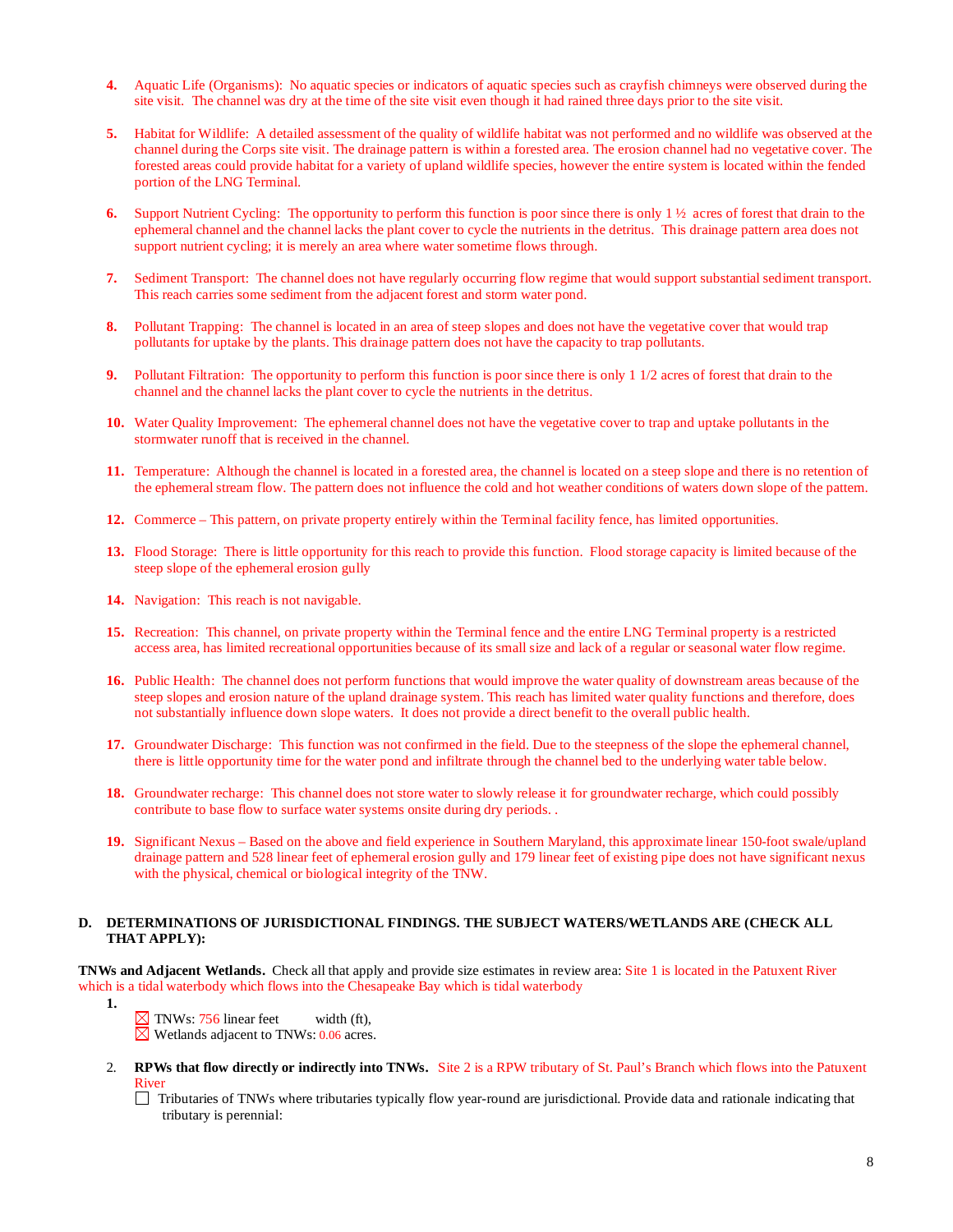4. Aquatic Life (Organisms): No aquatic species or indicators of aquatic species such as crayfish chimneys were observed during the site visit. The channel was dry at the time of the site visit even though it had rained three days prior to the site visit.

5. Habitat for Wildlife: A detailed assessment of the quality of wildlife habitat was not performed and no wildlife was observed at the channel during the Corps site visit. The drainage pattern is within a forested area. The erosion channel had no vegetative cover. The forested areas could provide habitat for a variety of upland wildlife species, however the entire system is located within the fended portion of the LNG Terminal.

6. Support Nutrient Cycling: The opportunity to perform this function is poor since there is only 1 ½ acres of forest that drain to the ephemeral channel and the channel lacks the plant cover to cycle the nutrients in the detritus. This drainage pattern area does not support nutrient cycling; it is merely an area where water sometime flows through.

7. Sediment Transport: The channel does not have regularly occurring flow regime that would support substantial sediment transport. This reach carries some sediment from the adjacent forest and storm water pond.

8. Pollutant Trapping: The channel is located in an area of steep slopes and does not have the vegetative cover that would trap pollutants for uptake by the plants. This drainage pattern does not have the capacity to trap pollutants.

9. Pollutant Filtration: The opportunity to perform this function is poor since there is only 1 1/2 acres of forest that drain to the channel and the channel lacks the plant cover to cycle the nutrients in the detritus.

10. Water Quality Improvement: The ephemeral channel does not have the vegetative cover to trap and uptake pollutants in the stormwater runoff that is received in the channel.

11. Temperature: Although the channel is located in a forested area, the channel is located on a steep slope and there is no retention of the ephemeral stream flow. The pattern does not influence the cold and hot weather conditions of waters down slope of the pattern.

12. Commerce – This pattern, on private property entirely within the Terminal facility fence, has limited opportunities.

13. Flood Storage: There is little opportunity for this reach to provide this function. Flood storage capacity is limited because of the steep slope of the ephemeral erosion gully

14. Navigation: This reach is not navigable.

15. Recreation: This channel, on private property within the Terminal fence and the entire LNG Terminal property is a restricted access area, has limited recreational opportunities because of its small size and lack of a regular or seasonal water flow regime.

16. Public Health: The channel does not perform functions that would improve the water quality of downstream areas because of the steep slopes and erosion nature of the upland drainage system. This reach has limited water quality functions and therefore, does not substantially influence down slope waters. It does not provide a direct benefit to the overall public health.

17. Groundwater Discharge: This function was not confirmed in the field. Due to the steepness of the slope the ephemeral channel, there is little opportunity time for the water pond and infiltrate through the channel bed to the underlying water table below.

18. Groundwater recharge: This channel does not store water to slowly release it for groundwater recharge, which could possibly contribute to base flow to surface water systems onsite during dry periods. .

19. Significant Nexus – Based on the above and field experience in Southern Maryland, this approximate linear 150-foot swale/upland drainage pattern and 528 linear feet of ephemeral erosion gully and 179 linear feet of existing pipe does not have significant nexus with the physical, chemical or biological integrity of the TNW.

**D. DETERMINATIONS OF JURISDICTIONAL FINDINGS. THE SUBJECT WATERS/WETLANDS ARE (CHECK ALL THAT APPLY):**

**TNWs and Adjacent Wetlands.** Check all that apply and provide size estimates in review area: Site 1 is located in the Patuxent River which is a tidal waterbody which flows into the Chesapeake Bay which is tidal waterbody

1.
   - ☒ TNWs: 756 linear feet width (ft),
   - ☒ Wetlands adjacent to TNWs: 0.06 acres.

2. **RPWs that flow directly or indirectly into TNWs.** Site 2 is a RPW tributary of St. Paul's Branch which flows into the Patuxent River
   - ☐ Tributaries of TNWs where tributaries typically flow year-round are jurisdictional. Provide data and rationale indicating that tributary is perennial: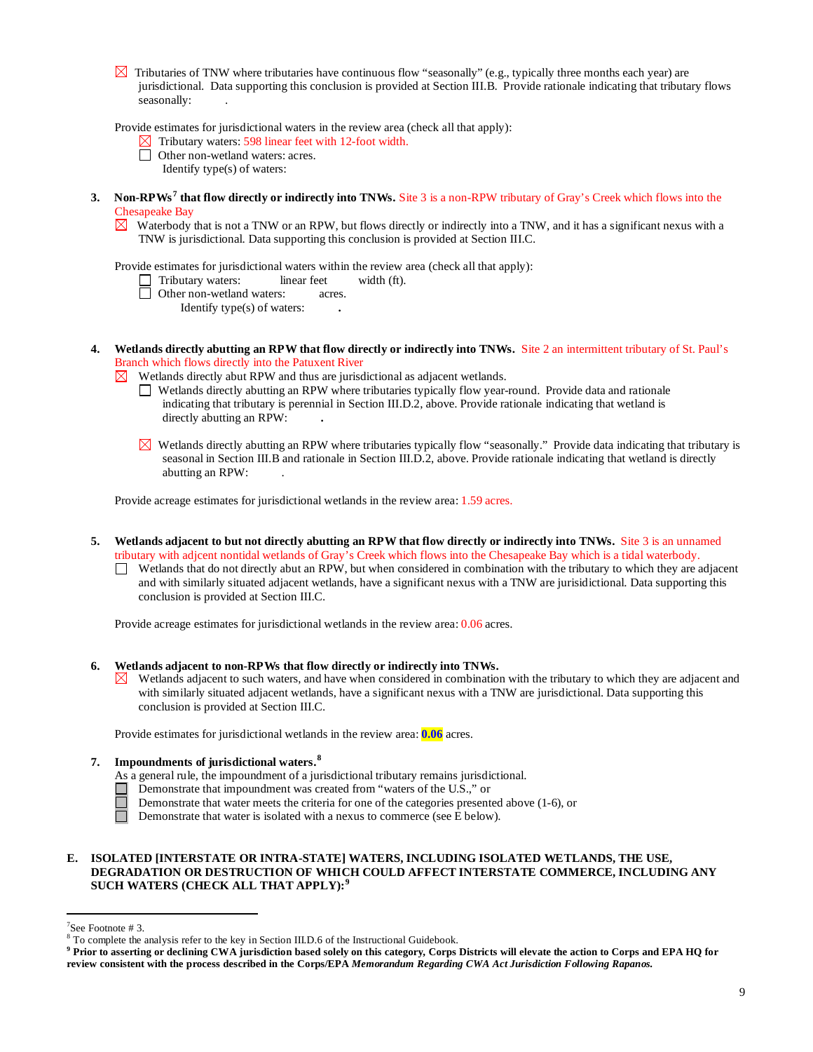☒ Tributaries of TNW where tributaries have continuous flow "seasonally" (e.g., typically three months each year) are jurisdictional. Data supporting this conclusion is provided at Section III.B. Provide rationale indicating that tributary flows seasonally: .

Provide estimates for jurisdictional waters in the review area (check all that apply):

☒ Tributary waters: 598 linear feet with 12-foot width.

☐ Other non-wetland waters: acres.

Identify type(s) of waters:

**3. Non-RPWs[7] that flow directly or indirectly into TNWs.** Site 3 is a non-RPW tributary of Gray's Creek which flows into the Chesapeake Bay

☒ Waterbody that is not a TNW or an RPW, but flows directly or indirectly into a TNW, and it has a significant nexus with a TNW is jurisdictional. Data supporting this conclusion is provided at Section III.C.

Provide estimates for jurisdictional waters within the review area (check all that apply):

☐ Tributary waters: linear feet width (ft).

☐ Other non-wetland waters: acres.

Identify type(s) of waters: .

**4. Wetlands directly abutting an RPW that flow directly or indirectly into TNWs.** Site 2 an intermittent tributary of St. Paul's Branch which flows directly into the Patuxent River

☒ Wetlands directly abut RPW and thus are jurisdictional as adjacent wetlands.

☐ Wetlands directly abutting an RPW where tributaries typically flow year-round. Provide data and rationale indicating that tributary is perennial in Section III.D.2, above. Provide rationale indicating that wetland is directly abutting an RPW: .

☒ Wetlands directly abutting an RPW where tributaries typically flow "seasonally." Provide data indicating that tributary is seasonal in Section III.B and rationale in Section III.D.2, above. Provide rationale indicating that wetland is directly abutting an RPW: .

Provide acreage estimates for jurisdictional wetlands in the review area: 1.59 acres.

**5. Wetlands adjacent to but not directly abutting an RPW that flow directly or indirectly into TNWs.** Site 3 is an unnamed tributary with adjcent nontidal wetlands of Gray's Creek which flows into the Chesapeake Bay which is a tidal waterbody.

☐ Wetlands that do not directly abut an RPW, but when considered in combination with the tributary to which they are adjacent and with similarly situated adjacent wetlands, have a significant nexus with a TNW are jurisidictional. Data supporting this conclusion is provided at Section III.C.

Provide acreage estimates for jurisdictional wetlands in the review area: 0.06 acres.

**6. Wetlands adjacent to non-RPWs that flow directly or indirectly into TNWs.**

☒ Wetlands adjacent to such waters, and have when considered in combination with the tributary to which they are adjacent and with similarly situated adjacent wetlands, have a significant nexus with a TNW are jurisdictional. Data supporting this conclusion is provided at Section III.C.

Provide estimates for jurisdictional wetlands in the review area: **0.06** acres.

**7. Impoundments of jurisdictional waters.[8]**

As a general rule, the impoundment of a jurisdictional tributary remains jurisdictional.

☐ Demonstrate that impoundment was created from "waters of the U.S.," or

☐ Demonstrate that water meets the criteria for one of the categories presented above (1-6), or

☐ Demonstrate that water is isolated with a nexus to commerce (see E below).

**E. ISOLATED [INTERSTATE OR INTRA-STATE] WATERS, INCLUDING ISOLATED WETLANDS, THE USE, DEGRADATION OR DESTRUCTION OF WHICH COULD AFFECT INTERSTATE COMMERCE, INCLUDING ANY SUCH WATERS (CHECK ALL THAT APPLY):[9]**

---

[7] See Footnote # 3.

[8] To complete the analysis refer to the key in Section III.D.6 of the Instructional Guidebook.

**[9] Prior to asserting or declining CWA jurisdiction based solely on this category, Corps Districts will elevate the action to Corps and EPA HQ for review consistent with the process described in the Corps/EPA *Memorandum Regarding CWA Act Jurisdiction Following Rapanos.***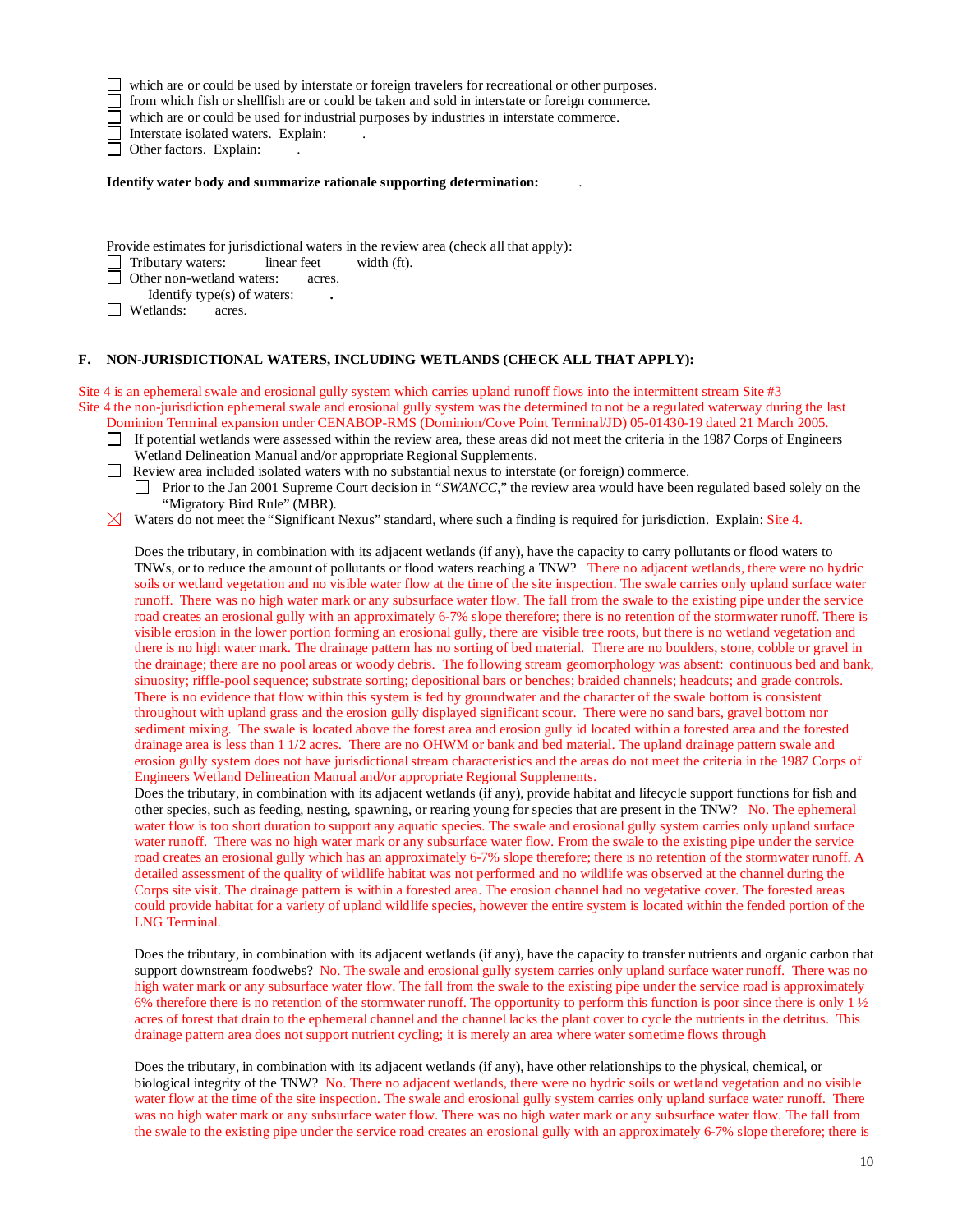☐ which are or could be used by interstate or foreign travelers for recreational or other purposes.
☐ from which fish or shellfish are or could be taken and sold in interstate or foreign commerce.
☐ which are or could be used for industrial purposes by industries in interstate commerce.
☐ Interstate isolated waters. Explain: .
☐ Other factors. Explain: .

**Identify water body and summarize rationale supporting determination:** .

Provide estimates for jurisdictional waters in the review area (check all that apply):
☐ Tributary waters: linear feet width (ft).
☐ Other non-wetland waters: acres.
Identify type(s) of waters: **.**
☐ Wetlands: acres.

**F. NON-JURISDICTIONAL WATERS, INCLUDING WETLANDS (CHECK ALL THAT APPLY):**

Site 4 is an ephemeral swale and erosional gully system which carries upland runoff flows into the intermittent stream Site #3
Site 4 the non-jurisdiction ephemeral swale and erosional gully system was the determined to not be a regulated waterway during the last Dominion Terminal expansion under CENABOP-RMS (Dominion/Cove Point Terminal/JD) 05-01430-19 dated 21 March 2005.

☐ If potential wetlands were assessed within the review area, these areas did not meet the criteria in the 1987 Corps of Engineers Wetland Delineation Manual and/or appropriate Regional Supplements.
☐ Review area included isolated waters with no substantial nexus to interstate (or foreign) commerce.
☐ Prior to the Jan 2001 Supreme Court decision in "*SWANCC*," the review area would have been regulated based solely on the "Migratory Bird Rule" (MBR).
☒ Waters do not meet the "Significant Nexus" standard, where such a finding is required for jurisdiction. Explain: Site 4.

Does the tributary, in combination with its adjacent wetlands (if any), have the capacity to carry pollutants or flood waters to TNWs, or to reduce the amount of pollutants or flood waters reaching a TNW? There no adjacent wetlands, there were no hydric soils or wetland vegetation and no visible water flow at the time of the site inspection. The swale carries only upland surface water runoff. There was no high water mark or any subsurface water flow. The fall from the swale to the existing pipe under the service road creates an erosional gully with an approximately 6-7% slope therefore; there is no retention of the stormwater runoff. There is visible erosion in the lower portion forming an erosional gully, there are visible tree roots, but there is no wetland vegetation and there is no high water mark. The drainage pattern has no sorting of bed material. There are no boulders, stone, cobble or gravel in the drainage; there are no pool areas or woody debris. The following stream geomorphology was absent: continuous bed and bank, sinuosity; riffle-pool sequence; substrate sorting; depositional bars or benches; braided channels; headcuts; and grade controls. There is no evidence that flow within this system is fed by groundwater and the character of the swale bottom is consistent throughout with upland grass and the erosion gully displayed significant scour. There were no sand bars, gravel bottom nor sediment mixing. The swale is located above the forest area and erosion gully id located within a forested area and the forested drainage area is less than 1 1/2 acres. There are no OHWM or bank and bed material. The upland drainage pattern swale and erosion gully system does not have jurisdictional stream characteristics and the areas do not meet the criteria in the 1987 Corps of Engineers Wetland Delineation Manual and/or appropriate Regional Supplements.

Does the tributary, in combination with its adjacent wetlands (if any), provide habitat and lifecycle support functions for fish and other species, such as feeding, nesting, spawning, or rearing young for species that are present in the TNW? No. The ephemeral water flow is too short duration to support any aquatic species. The swale and erosional gully system carries only upland surface water runoff. There was no high water mark or any subsurface water flow. From the swale to the existing pipe under the service road creates an erosional gully which has an approximately 6-7% slope therefore; there is no retention of the stormwater runoff. A detailed assessment of the quality of wildlife habitat was not performed and no wildlife was observed at the channel during the Corps site visit. The drainage pattern is within a forested area. The erosion channel had no vegetative cover. The forested areas could provide habitat for a variety of upland wildlife species, however the entire system is located within the fended portion of the LNG Terminal.

Does the tributary, in combination with its adjacent wetlands (if any), have the capacity to transfer nutrients and organic carbon that support downstream foodwebs? No. The swale and erosional gully system carries only upland surface water runoff. There was no high water mark or any subsurface water flow. The fall from the swale to the existing pipe under the service road is approximately 6% therefore there is no retention of the stormwater runoff. The opportunity to perform this function is poor since there is only 1 ½ acres of forest that drain to the ephemeral channel and the channel lacks the plant cover to cycle the nutrients in the detritus. This drainage pattern area does not support nutrient cycling; it is merely an area where water sometime flows through

Does the tributary, in combination with its adjacent wetlands (if any), have other relationships to the physical, chemical, or biological integrity of the TNW? No. There no adjacent wetlands, there were no hydric soils or wetland vegetation and no visible water flow at the time of the site inspection. The swale and erosional gully system carries only upland surface water runoff. There was no high water mark or any subsurface water flow. There was no high water mark or any subsurface water flow. The fall from the swale to the existing pipe under the service road creates an erosional gully with an approximately 6-7% slope therefore; there is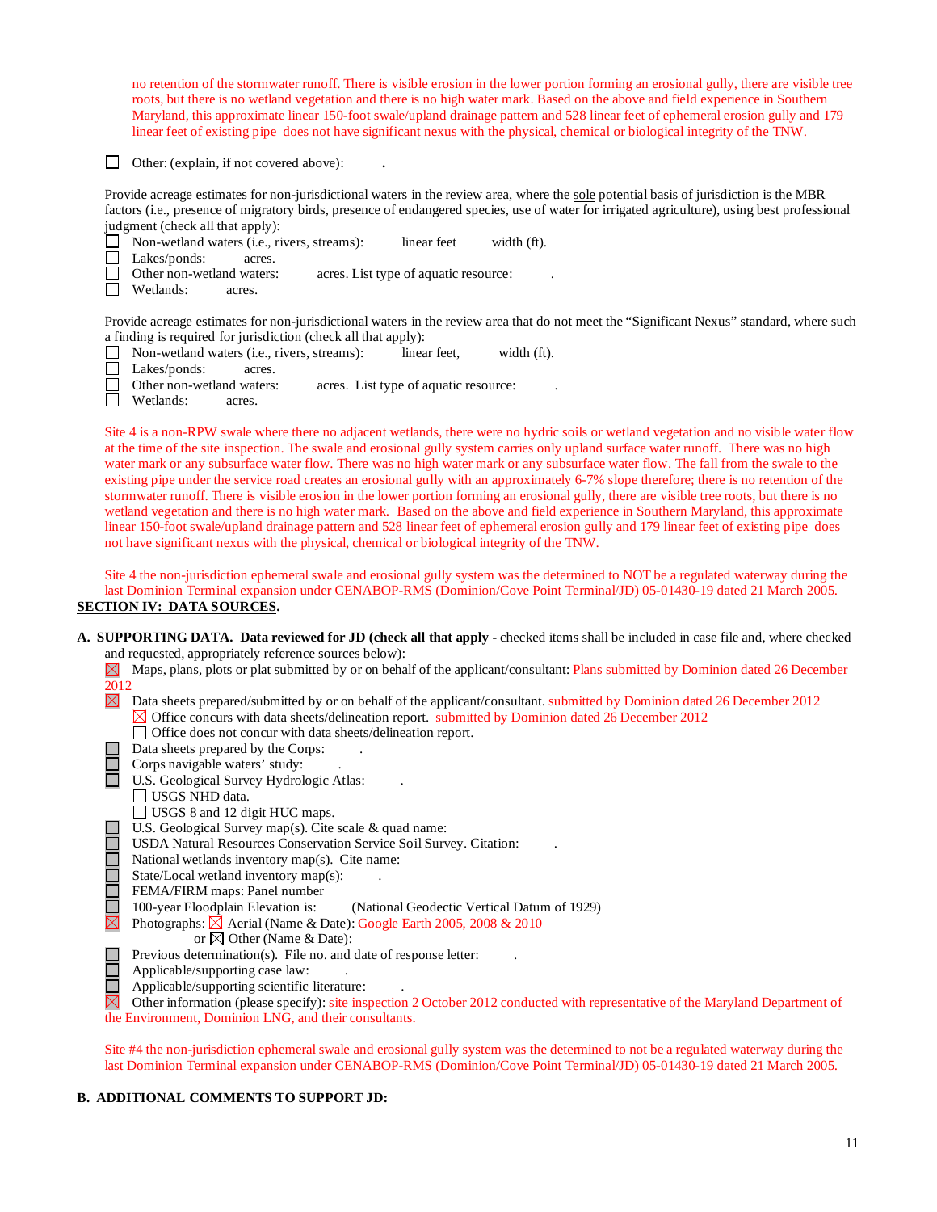no retention of the stormwater runoff. There is visible erosion in the lower portion forming an erosional gully, there are visible tree roots, but there is no wetland vegetation and there is no high water mark. Based on the above and field experience in Southern Maryland, this approximate linear 150-foot swale/upland drainage pattern and 528 linear feet of ephemeral erosion gully and 179 linear feet of existing pipe does not have significant nexus with the physical, chemical or biological integrity of the TNW.

☐ Other: (explain, if not covered above): .

Provide acreage estimates for non-jurisdictional waters in the review area, where the sole potential basis of jurisdiction is the MBR factors (i.e., presence of migratory birds, presence of endangered species, use of water for irrigated agriculture), using best professional judgment (check all that apply):

☐ Non-wetland waters (i.e., rivers, streams): linear feet width (ft).
☐ Lakes/ponds: acres.
☐ Other non-wetland waters: acres. List type of aquatic resource: .
☐ Wetlands: acres.

Provide acreage estimates for non-jurisdictional waters in the review area that do not meet the "Significant Nexus" standard, where such a finding is required for jurisdiction (check all that apply):

☐ Non-wetland waters (i.e., rivers, streams): linear feet, width (ft).
☐ Lakes/ponds: acres.
☐ Other non-wetland waters: acres. List type of aquatic resource: .
☐ Wetlands: acres.

Site 4 is a non-RPW swale where there no adjacent wetlands, there were no hydric soils or wetland vegetation and no visible water flow at the time of the site inspection. The swale and erosional gully system carries only upland surface water runoff. There was no high water mark or any subsurface water flow. There was no high water mark or any subsurface water flow. The fall from the swale to the existing pipe under the service road creates an erosional gully with an approximately 6-7% slope therefore; there is no retention of the stormwater runoff. There is visible erosion in the lower portion forming an erosional gully, there are visible tree roots, but there is no wetland vegetation and there is no high water mark. Based on the above and field experience in Southern Maryland, this approximate linear 150-foot swale/upland drainage pattern and 528 linear feet of ephemeral erosion gully and 179 linear feet of existing pipe does not have significant nexus with the physical, chemical or biological integrity of the TNW.

Site 4 the non-jurisdiction ephemeral swale and erosional gully system was the determined to NOT be a regulated waterway during the last Dominion Terminal expansion under CENABOP-RMS (Dominion/Cove Point Terminal/JD) 05-01430-19 dated 21 March 2005.

## SECTION IV: DATA SOURCES.

**A. SUPPORTING DATA. Data reviewed for JD (check all that apply** - checked items shall be included in case file and, where checked and requested, appropriately reference sources below):

☒ Maps, plans, plots or plat submitted by or on behalf of the applicant/consultant: Plans submitted by Dominion dated 26 December 2012
☒ Data sheets prepared/submitted by or on behalf of the applicant/consultant. submitted by Dominion dated 26 December 2012
  ☒ Office concurs with data sheets/delineation report. submitted by Dominion dated 26 December 2012
  ☐ Office does not concur with data sheets/delineation report.
☐ Data sheets prepared by the Corps: .
☐ Corps navigable waters' study: .
☐ U.S. Geological Survey Hydrologic Atlas: .
  ☐ USGS NHD data.
  ☐ USGS 8 and 12 digit HUC maps.
☐ U.S. Geological Survey map(s). Cite scale & quad name:
☐ USDA Natural Resources Conservation Service Soil Survey. Citation: .
☐ National wetlands inventory map(s). Cite name:
☐ State/Local wetland inventory map(s): .
☐ FEMA/FIRM maps: Panel number
☐ 100-year Floodplain Elevation is: (National Geodectic Vertical Datum of 1929)
☒ Photographs: ☒ Aerial (Name & Date): Google Earth 2005, 2008 & 2010
  or ☒ Other (Name & Date):
☐ Previous determination(s). File no. and date of response letter: .
☐ Applicable/supporting case law: .
☐ Applicable/supporting scientific literature: .
☒ Other information (please specify): site inspection 2 October 2012 conducted with representative of the Maryland Department of the Environment, Dominion LNG, and their consultants.

Site #4 the non-jurisdiction ephemeral swale and erosional gully system was the determined to not be a regulated waterway during the last Dominion Terminal expansion under CENABOP-RMS (Dominion/Cove Point Terminal/JD) 05-01430-19 dated 21 March 2005.

**B. ADDITIONAL COMMENTS TO SUPPORT JD:**